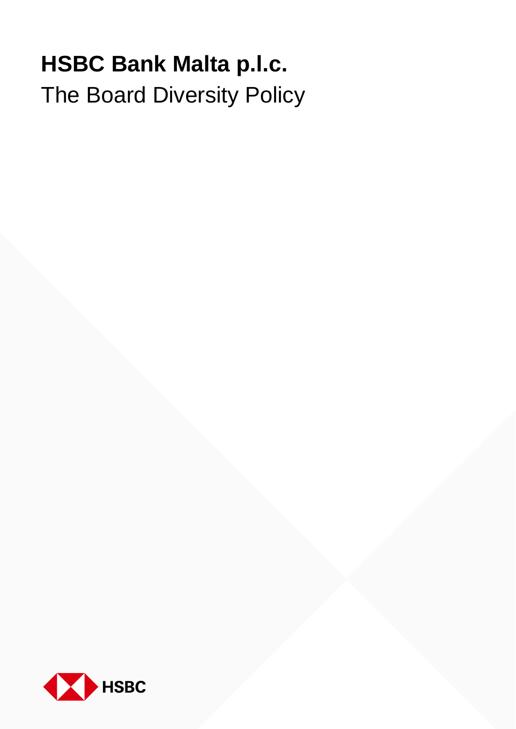# HSBC Bank Malta p.l.c.

The Board Diversity Policy

HSBC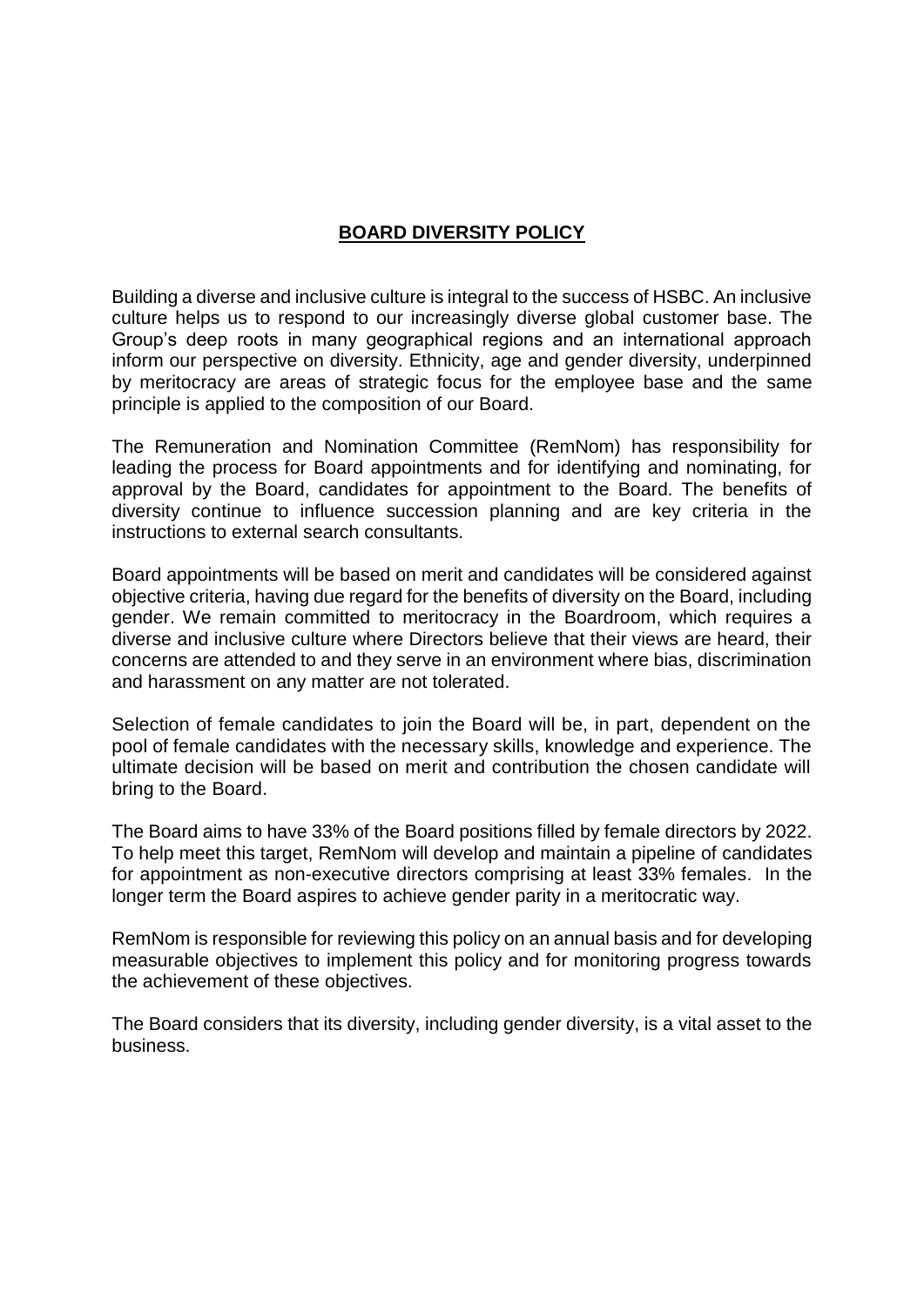# BOARD DIVERSITY POLICY

Building a diverse and inclusive culture is integral to the success of HSBC. An inclusive culture helps us to respond to our increasingly diverse global customer base. The Group's deep roots in many geographical regions and an international approach inform our perspective on diversity. Ethnicity, age and gender diversity, underpinned by meritocracy are areas of strategic focus for the employee base and the same principle is applied to the composition of our Board.

The Remuneration and Nomination Committee (RemNom) has responsibility for leading the process for Board appointments and for identifying and nominating, for approval by the Board, candidates for appointment to the Board. The benefits of diversity continue to influence succession planning and are key criteria in the instructions to external search consultants.

Board appointments will be based on merit and candidates will be considered against objective criteria, having due regard for the benefits of diversity on the Board, including gender. We remain committed to meritocracy in the Boardroom, which requires a diverse and inclusive culture where Directors believe that their views are heard, their concerns are attended to and they serve in an environment where bias, discrimination and harassment on any matter are not tolerated.

Selection of female candidates to join the Board will be, in part, dependent on the pool of female candidates with the necessary skills, knowledge and experience. The ultimate decision will be based on merit and contribution the chosen candidate will bring to the Board.

The Board aims to have 33% of the Board positions filled by female directors by 2022. To help meet this target, RemNom will develop and maintain a pipeline of candidates for appointment as non-executive directors comprising at least 33% females. In the longer term the Board aspires to achieve gender parity in a meritocratic way.

RemNom is responsible for reviewing this policy on an annual basis and for developing measurable objectives to implement this policy and for monitoring progress towards the achievement of these objectives.

The Board considers that its diversity, including gender diversity, is a vital asset to the business.